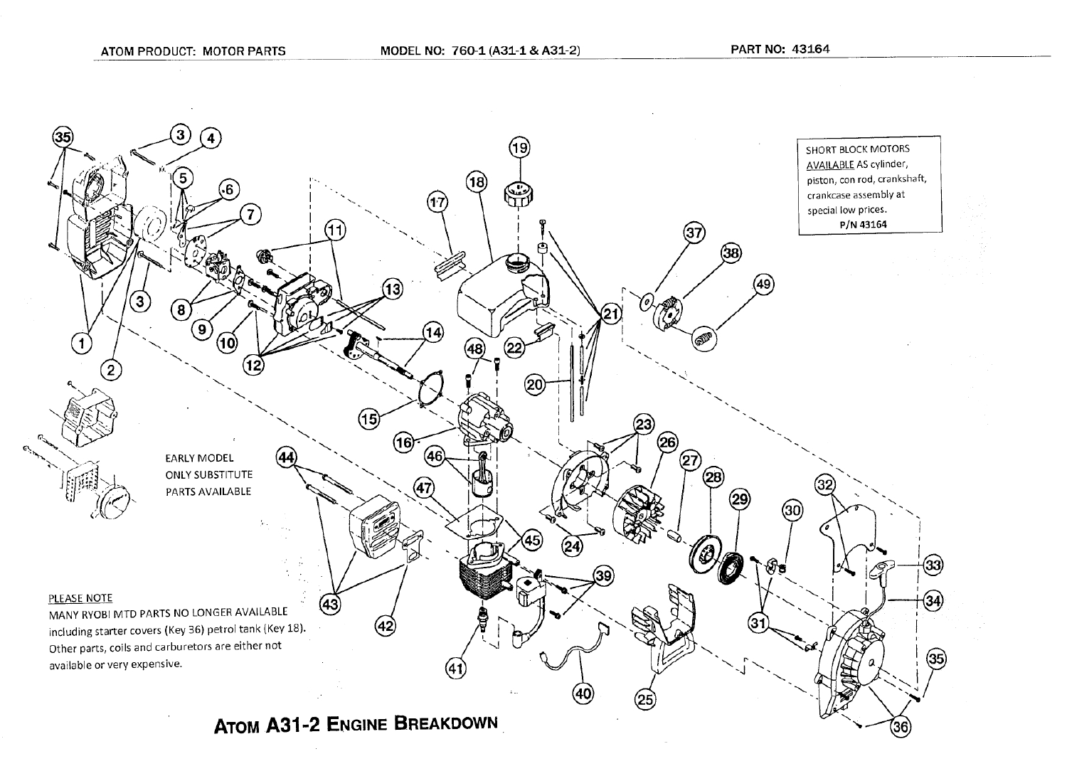ATOM PRODUCT: MOTOR PARTS MODEL NO: 760-1 (A31-1 & A31-2) PART NO: 43164

SHORT BLOCK MOTORS AVAILABLE AS cylinder, piston, con rod, crankshaft, crankcase assembly at special low prices.
P/N 43164

EARLY MODEL ONLY SUBSTITUTE PARTS AVAILABLE

PLEASE NOTE
MANY RYOBI MTD PARTS NO LONGER AVAILABLE including starter covers (Key 36) petrol tank (Key 18). Other parts, coils and carburetors are either not available or very expensive.

# Atom A31-2 Engine Breakdown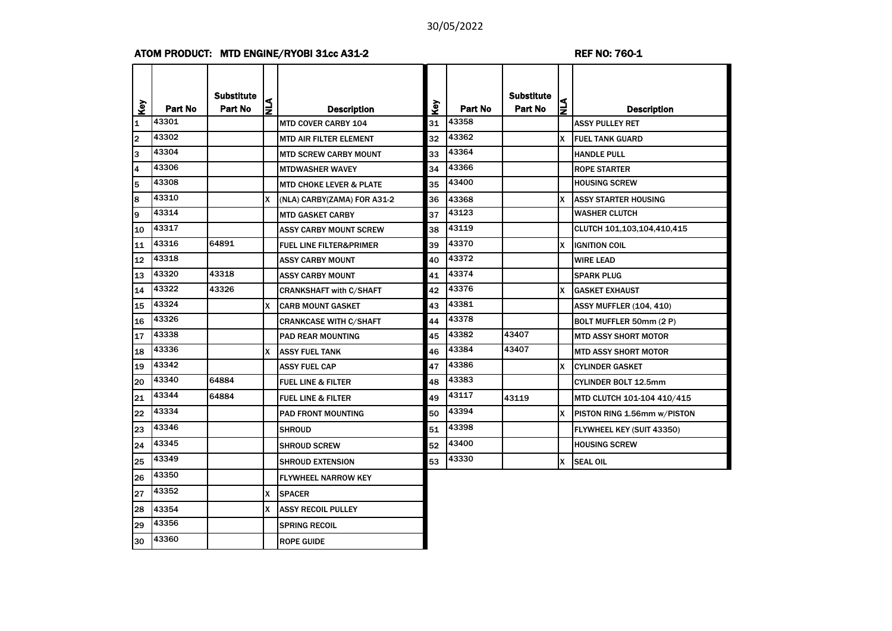30/05/2022

## ATOM PRODUCT: MTD ENGINE/RYOBI 31cc A31-2

**REF NO: 760-1**

| Key | Part No | Substitute Part No | NLA | Description |
|---|---|---|---|---|
| 1 | 43301 | | | MTD COVER CARBY 104 |
| 2 | 43302 | | | MTD AIR FILTER ELEMENT |
| 3 | 43304 | | | MTD SCREW CARBY MOUNT |
| 4 | 43306 | | | MTDWASHER WAVEY |
| 5 | 43308 | | | MTD CHOKE LEVER & PLATE |
| 8 | 43310 | | X | (NLA) CARBY(ZAMA) FOR A31-2 |
| 9 | 43314 | | | MTD GASKET CARBY |
| 10 | 43317 | | | ASSY CARBY MOUNT SCREW |
| 11 | 43316 | 64891 | | FUEL LINE FILTER&PRIMER |
| 12 | 43318 | | | ASSY CARBY MOUNT |
| 13 | 43320 | 43318 | | ASSY CARBY MOUNT |
| 14 | 43322 | 43326 | | CRANKSHAFT with C/SHAFT |
| 15 | 43324 | | X | CARB MOUNT GASKET |
| 16 | 43326 | | | CRANKCASE WITH C/SHAFT |
| 17 | 43338 | | | PAD REAR MOUNTING |
| 18 | 43336 | | X | ASSY FUEL TANK |
| 19 | 43342 | | | ASSY FUEL CAP |
| 20 | 43340 | 64884 | | FUEL LINE & FILTER |
| 21 | 43344 | 64884 | | FUEL LINE & FILTER |
| 22 | 43334 | | | PAD FRONT MOUNTING |
| 23 | 43346 | | | SHROUD |
| 24 | 43345 | | | SHROUD SCREW |
| 25 | 43349 | | | SHROUD EXTENSION |
| 26 | 43350 | | | FLYWHEEL NARROW KEY |
| 27 | 43352 | | X | SPACER |
| 28 | 43354 | | X | ASSY RECOIL PULLEY |
| 29 | 43356 | | | SPRING RECOIL |
| 30 | 43360 | | | ROPE GUIDE |
| 31 | 43358 | | | ASSY PULLEY RET |
| 32 | 43362 | | X | FUEL TANK GUARD |
| 33 | 43364 | | | HANDLE PULL |
| 34 | 43366 | | | ROPE STARTER |
| 35 | 43400 | | | HOUSING SCREW |
| 36 | 43368 | | X | ASSY STARTER HOUSING |
| 37 | 43123 | | | WASHER CLUTCH |
| 38 | 43119 | | | CLUTCH 101,103,104,410,415 |
| 39 | 43370 | | X | IGNITION COIL |
| 40 | 43372 | | | WIRE LEAD |
| 41 | 43374 | | | SPARK PLUG |
| 42 | 43376 | | X | GASKET EXHAUST |
| 43 | 43381 | | | ASSY MUFFLER (104, 410) |
| 44 | 43378 | | | BOLT MUFFLER 50mm (2 P) |
| 45 | 43382 | 43407 | | MTD ASSY SHORT MOTOR |
| 46 | 43384 | 43407 | | MTD ASSY SHORT MOTOR |
| 47 | 43386 | | X | CYLINDER GASKET |
| 48 | 43383 | | | CYLINDER BOLT 12.5mm |
| 49 | 43117 | 43119 | | MTD CLUTCH 101-104 410/415 |
| 50 | 43394 | | X | PISTON RING 1.56mm w/PISTON |
| 51 | 43398 | | | FLYWHEEL KEY (SUIT 43350) |
| 52 | 43400 | | | HOUSING SCREW |
| 53 | 43330 | | X | SEAL OIL |